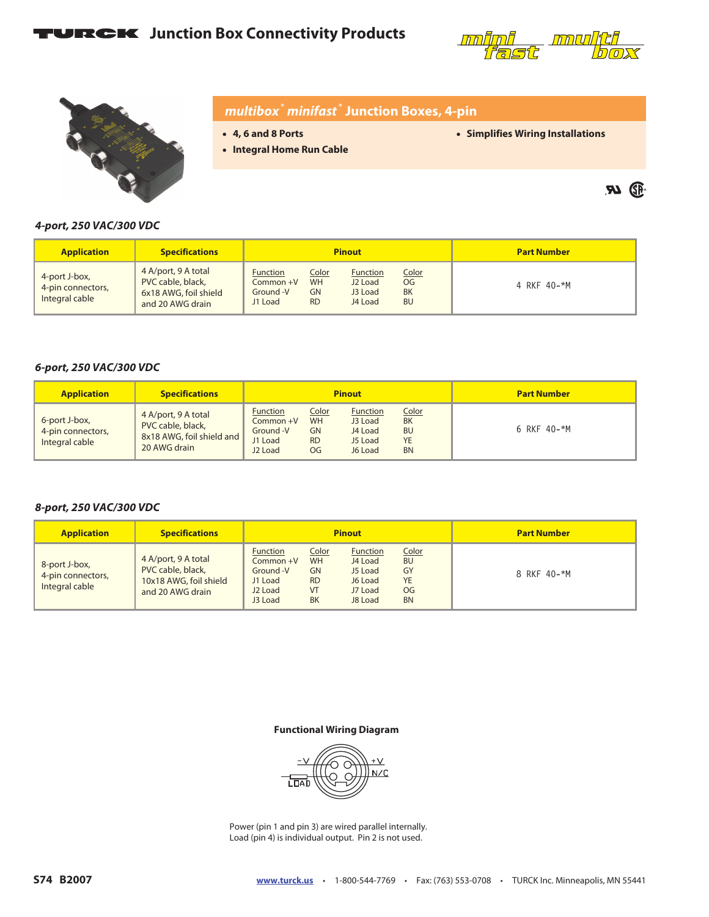# TURCK Junction Box Connectivity Products

## multibox® minifast® Junction Boxes, 4-pin

- 4, 6 and 8 Ports
- Integral Home Run Cable
- Simplifies Wiring Installations

### 4-port, 250 VAC/300 VDC

| Application | Specifications | Pinout | | | | Part Number |
|---|---|---|---|---|---|---|
| 4-port J-box, 4-pin connectors, Integral cable | 4 A/port, 9 A total PVC cable, black, 6x18 AWG, foil shield and 20 AWG drain | Function | Color | Function | Color | 4 RKF 40-*M |
| | | Common +V | WH | J2 Load | OG | |
| | | Ground -V | GN | J3 Load | BK | |
| | | J1 Load | RD | J4 Load | BU | |

### 6-port, 250 VAC/300 VDC

| Application | Specifications | Pinout | | | | Part Number |
|---|---|---|---|---|---|---|
| 6-port J-box, 4-pin connectors, Integral cable | 4 A/port, 9 A total PVC cable, black, 8x18 AWG, foil shield and 20 AWG drain | Function | Color | Function | Color | 6 RKF 40-*M |
| | | Common +V | WH | J3 Load | BK | |
| | | Ground -V | GN | J4 Load | BU | |
| | | J1 Load | RD | J5 Load | YE | |
| | | J2 Load | OG | J6 Load | BN | |

### 8-port, 250 VAC/300 VDC

| Application | Specifications | Pinout | | | | Part Number |
|---|---|---|---|---|---|---|
| 8-port J-box, 4-pin connectors, Integral cable | 4 A/port, 9 A total PVC cable, black, 10x18 AWG, foil shield and 20 AWG drain | Function | Color | Function | Color | 8 RKF 40-*M |
| | | Common +V | WH | J4 Load | BU | |
| | | Ground -V | GN | J5 Load | GY | |
| | | J1 Load | RD | J6 Load | YE | |
| | | J2 Load | VT | J7 Load | OG | |
| | | J3 Load | BK | J8 Load | BN | |

**Functional Wiring Diagram**

-V &nbsp;&nbsp; +V &nbsp;&nbsp; N/C &nbsp;&nbsp; LOAD

Power (pin 1 and pin 3) are wired parallel internally.
Load (pin 4) is individual output. Pin 2 is not used.

S74 B2007 &nbsp;&nbsp; www.turck.us • 1-800-544-7769 • Fax: (763) 553-0708 • TURCK Inc. Minneapolis, MN 55441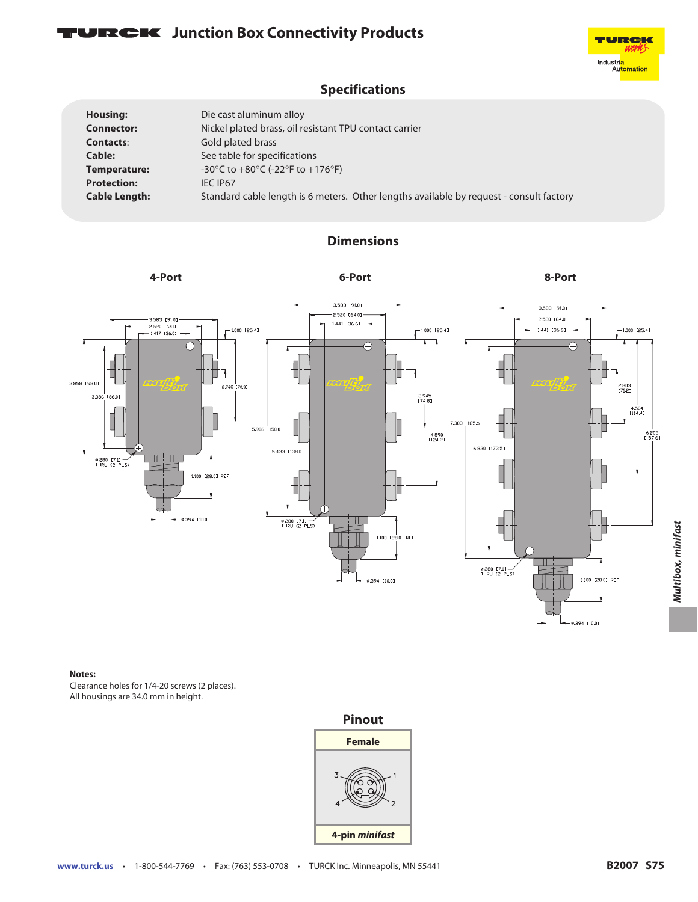## Specifications

| | |
|---|---|
| **Housing:** | Die cast aluminum alloy |
| **Connector:** | Nickel plated brass, oil resistant TPU contact carrier |
| **Contacts:** | Gold plated brass |
| **Cable:** | See table for specifications |
| **Temperature:** | -30°C to +80°C (-22°F to +176°F) |
| **Protection:** | IEC IP67 |
| **Cable Length:** | Standard cable length is 6 meters. Other lengths available by request - consult factory |

## Dimensions

### 4-Port

3.583 [91.0]
2.520 [64.0]
1.417 [36.0]
1.000 [25.4]
3.858 [98.0]
3.386 [86.0]
2.768 [70.3]
ø.280 [7.1] THRU (2 PLS)
1.100 [28.0] REF.
ø.394 [10.0]

### 6-Port

3.583 [91.0]
2.520 [64.0]
1.441 [36.6]
1.000 [25.4]
5.906 [150.0]
5.433 [138.0]
2.945 [74.8]
4.890 [124.2]
ø.280 [7.1] THRU (2 PLS)
1.100 [28.0] REF.
ø.394 [10.0]

### 8-Port

3.583 [91.0]
2.520 [64.0]
1.441 [36.6]
1.000 [25.4]
7.303 [185.5]
6.830 [173.5]
2.803 [71.2]
4.504 [114.4]
6.205 [157.6]
ø.280 [7.1] THRU (2 PLS)
1.100 [28.0] REF.
ø.394 [10.0]

**Notes:**
Clearance holes for 1/4-20 screws (2 places).
All housings are 34.0 mm in height.

## Pinout

**Female**

3 1
4 2

**4-pin *minifast***

*Multibox, minifast*

www.turck.us • 1-800-544-7769 • Fax: (763) 553-0708 • TURCK Inc. Minneapolis, MN 55441

**B2007 S75**